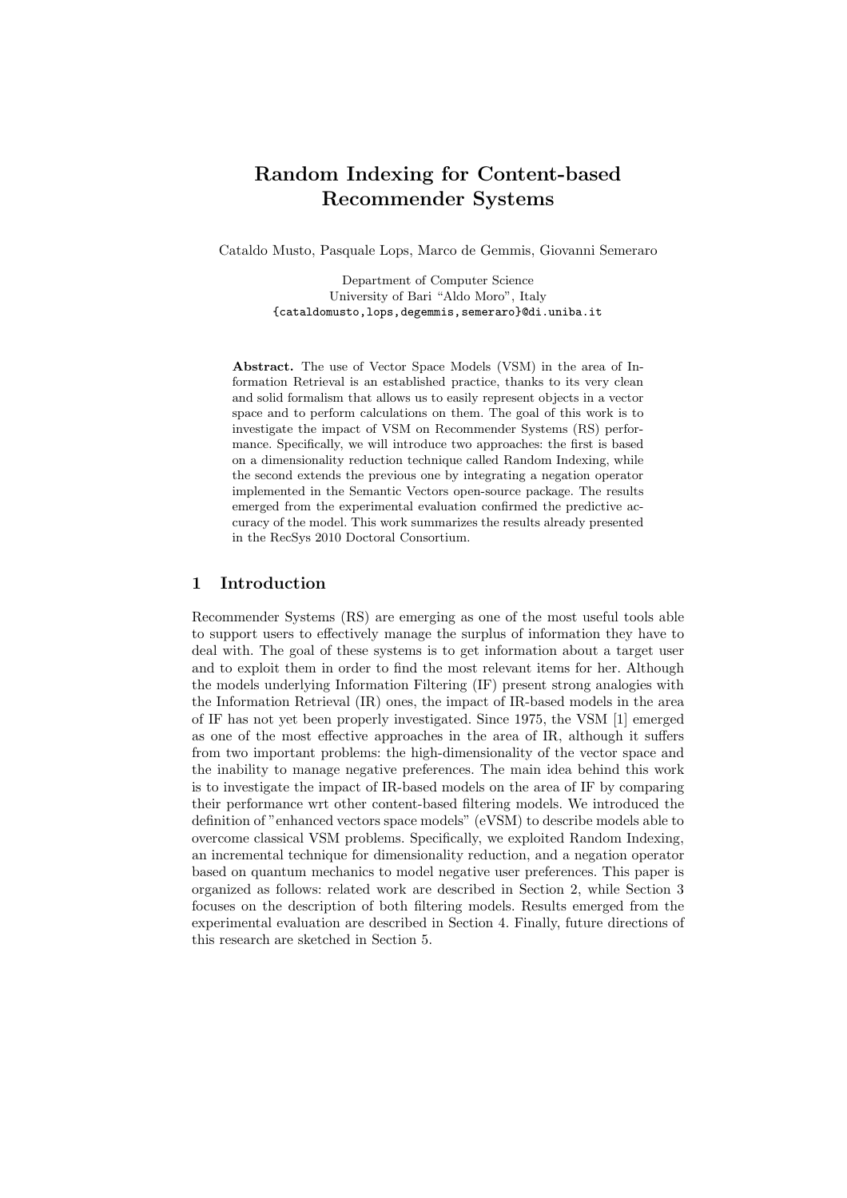# Random Indexing for Content-based Recommender Systems

Cataldo Musto, Pasquale Lops, Marco de Gemmis, Giovanni Semeraro

Department of Computer Science
University of Bari "Aldo Moro", Italy
{cataldomusto,lops,degemmis,semeraro}@di.uniba.it

**Abstract.** The use of Vector Space Models (VSM) in the area of Information Retrieval is an established practice, thanks to its very clean and solid formalism that allows us to easily represent objects in a vector space and to perform calculations on them. The goal of this work is to investigate the impact of VSM on Recommender Systems (RS) performance. Specifically, we will introduce two approaches: the first is based on a dimensionality reduction technique called Random Indexing, while the second extends the previous one by integrating a negation operator implemented in the Semantic Vectors open-source package. The results emerged from the experimental evaluation confirmed the predictive accuracy of the model. This work summarizes the results already presented in the RecSys 2010 Doctoral Consortium.

## 1 Introduction

Recommender Systems (RS) are emerging as one of the most useful tools able to support users to effectively manage the surplus of information they have to deal with. The goal of these systems is to get information about a target user and to exploit them in order to find the most relevant items for her. Although the models underlying Information Filtering (IF) present strong analogies with the Information Retrieval (IR) ones, the impact of IR-based models in the area of IF has not yet been properly investigated. Since 1975, the VSM [1] emerged as one of the most effective approaches in the area of IR, although it suffers from two important problems: the high-dimensionality of the vector space and the inability to manage negative preferences. The main idea behind this work is to investigate the impact of IR-based models on the area of IF by comparing their performance wrt other content-based filtering models. We introduced the definition of "enhanced vectors space models" (eVSM) to describe models able to overcome classical VSM problems. Specifically, we exploited Random Indexing, an incremental technique for dimensionality reduction, and a negation operator based on quantum mechanics to model negative user preferences. This paper is organized as follows: related work are described in Section 2, while Section 3 focuses on the description of both filtering models. Results emerged from the experimental evaluation are described in Section 4. Finally, future directions of this research are sketched in Section 5.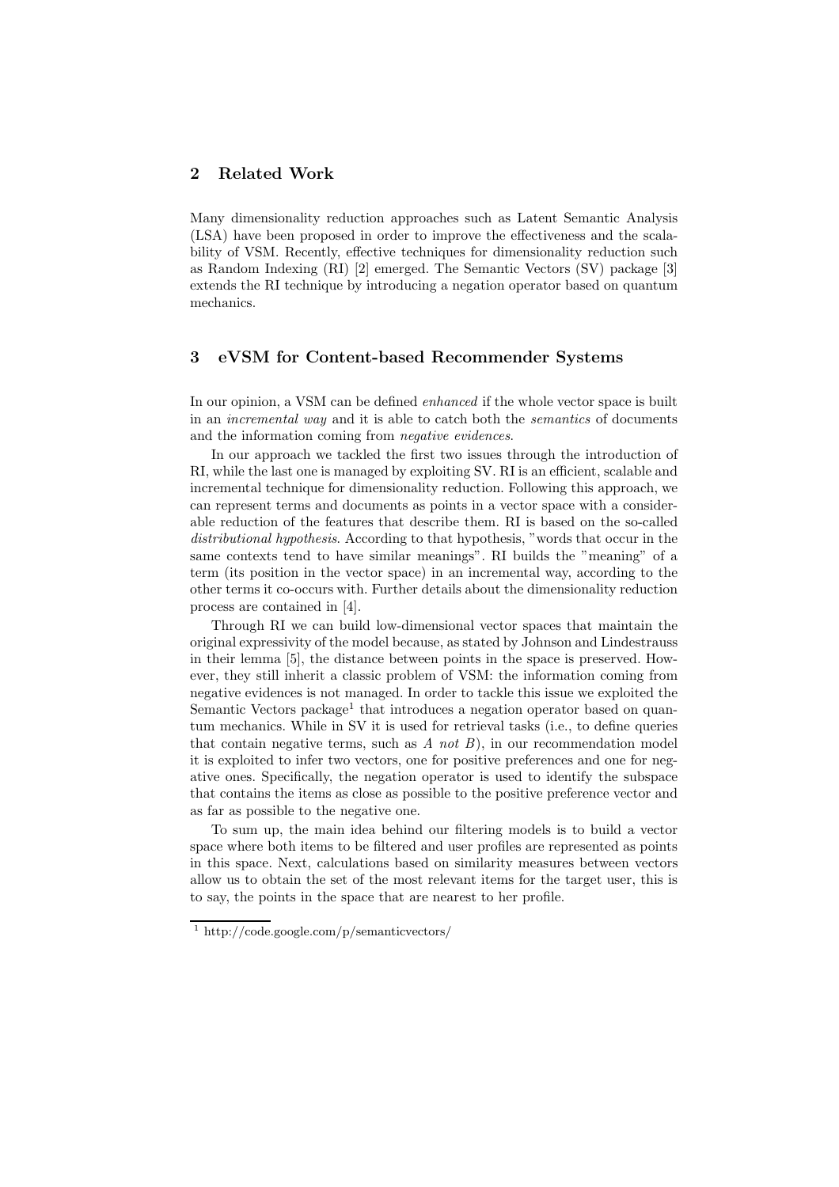## 2 Related Work

Many dimensionality reduction approaches such as Latent Semantic Analysis (LSA) have been proposed in order to improve the effectiveness and the scalability of VSM. Recently, effective techniques for dimensionality reduction such as Random Indexing (RI) [2] emerged. The Semantic Vectors (SV) package [3] extends the RI technique by introducing a negation operator based on quantum mechanics.

## 3 eVSM for Content-based Recommender Systems

In our opinion, a VSM can be defined *enhanced* if the whole vector space is built in an *incremental way* and it is able to catch both the *semantics* of documents and the information coming from *negative evidences*.

In our approach we tackled the first two issues through the introduction of RI, while the last one is managed by exploiting SV. RI is an efficient, scalable and incremental technique for dimensionality reduction. Following this approach, we can represent terms and documents as points in a vector space with a considerable reduction of the features that describe them. RI is based on the so-called *distributional hypothesis*. According to that hypothesis, "words that occur in the same contexts tend to have similar meanings". RI builds the "meaning" of a term (its position in the vector space) in an incremental way, according to the other terms it co-occurs with. Further details about the dimensionality reduction process are contained in [4].

Through RI we can build low-dimensional vector spaces that maintain the original expressivity of the model because, as stated by Johnson and Lindestrauss in their lemma [5], the distance between points in the space is preserved. However, they still inherit a classic problem of VSM: the information coming from negative evidences is not managed. In order to tackle this issue we exploited the Semantic Vectors package[1] that introduces a negation operator based on quantum mechanics. While in SV it is used for retrieval tasks (i.e., to define queries that contain negative terms, such as *A not B*), in our recommendation model it is exploited to infer two vectors, one for positive preferences and one for negative ones. Specifically, the negation operator is used to identify the subspace that contains the items as close as possible to the positive preference vector and as far as possible to the negative one.

To sum up, the main idea behind our filtering models is to build a vector space where both items to be filtered and user profiles are represented as points in this space. Next, calculations based on similarity measures between vectors allow us to obtain the set of the most relevant items for the target user, this is to say, the points in the space that are nearest to her profile.

[1] http://code.google.com/p/semanticvectors/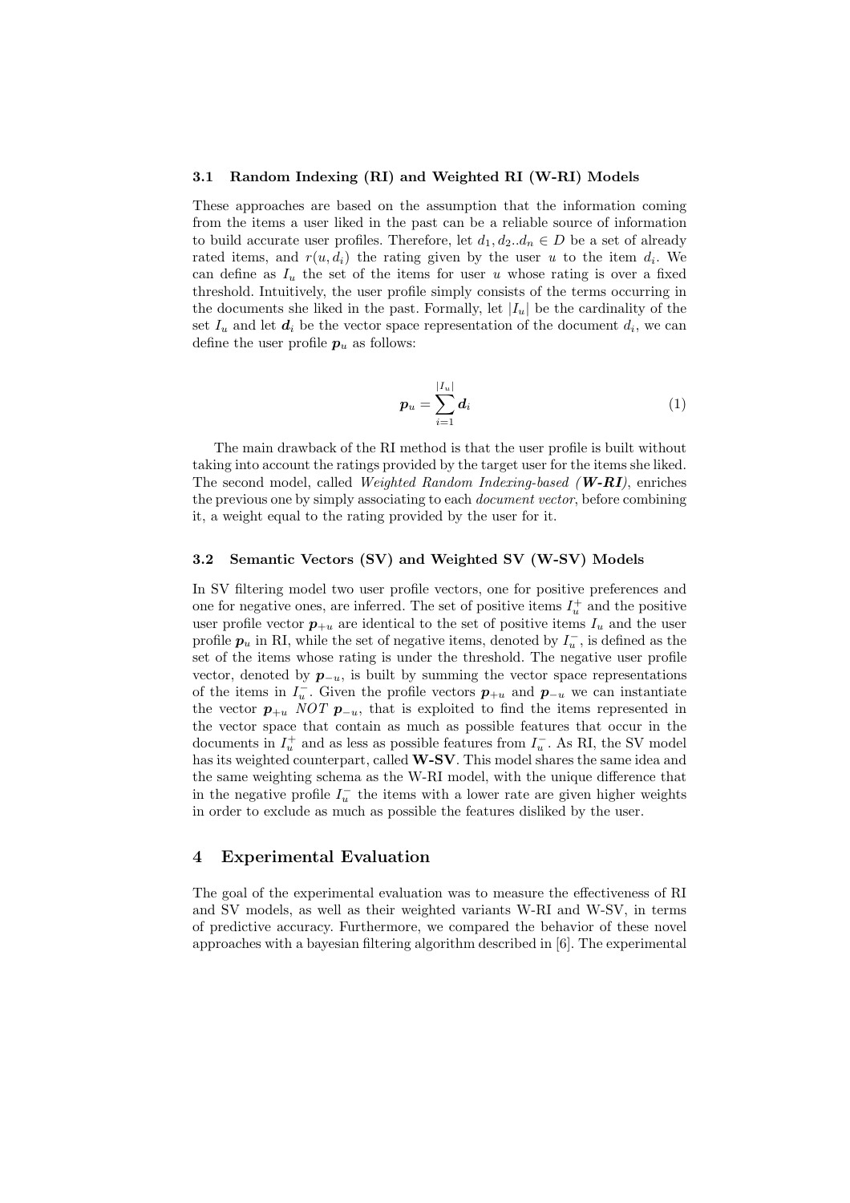### 3.1 Random Indexing (RI) and Weighted RI (W-RI) Models

These approaches are based on the assumption that the information coming from the items a user liked in the past can be a reliable source of information to build accurate user profiles. Therefore, let $d_1, d_2..d_n \in D$ be a set of already rated items, and $r(u, d_i)$ the rating given by the user $u$ to the item $d_i$. We can define as $I_u$ the set of the items for user $u$ whose rating is over a fixed threshold. Intuitively, the user profile simply consists of the terms occurring in the documents she liked in the past. Formally, let $|I_u|$ be the cardinality of the set $I_u$ and let $\boldsymbol{d}_i$ be the vector space representation of the document $d_i$, we can define the user profile $\boldsymbol{p}_u$ as follows:

$$\boldsymbol{p}_u = \sum_{i=1}^{|I_u|} \boldsymbol{d}_i \tag{1}$$

The main drawback of the RI method is that the user profile is built without taking into account the ratings provided by the target user for the items she liked. The second model, called *Weighted Random Indexing-based (**W-RI**)*, enriches the previous one by simply associating to each *document vector*, before combining it, a weight equal to the rating provided by the user for it.

### 3.2 Semantic Vectors (SV) and Weighted SV (W-SV) Models

In SV filtering model two user profile vectors, one for positive preferences and one for negative ones, are inferred. The set of positive items $I_u^+$ and the positive user profile vector $\boldsymbol{p}_{+u}$ are identical to the set of positive items $I_u$ and the user profile $\boldsymbol{p}_u$ in RI, while the set of negative items, denoted by $I_u^-$, is defined as the set of the items whose rating is under the threshold. The negative user profile vector, denoted by $\boldsymbol{p}_{-u}$, is built by summing the vector space representations of the items in $I_u^-$. Given the profile vectors $\boldsymbol{p}_{+u}$ and $\boldsymbol{p}_{-u}$ we can instantiate the vector $\boldsymbol{p}_{+u}$ $NOT$ $\boldsymbol{p}_{-u}$, that is exploited to find the items represented in the vector space that contain as much as possible features that occur in the documents in $I_u^+$ and as less as possible features from $I_u^-$. As RI, the SV model has its weighted counterpart, called **W-SV**. This model shares the same idea and the same weighting schema as the W-RI model, with the unique difference that in the negative profile $I_u^-$ the items with a lower rate are given higher weights in order to exclude as much as possible the features disliked by the user.

## 4 Experimental Evaluation

The goal of the experimental evaluation was to measure the effectiveness of RI and SV models, as well as their weighted variants W-RI and W-SV, in terms of predictive accuracy. Furthermore, we compared the behavior of these novel approaches with a bayesian filtering algorithm described in [6]. The experimental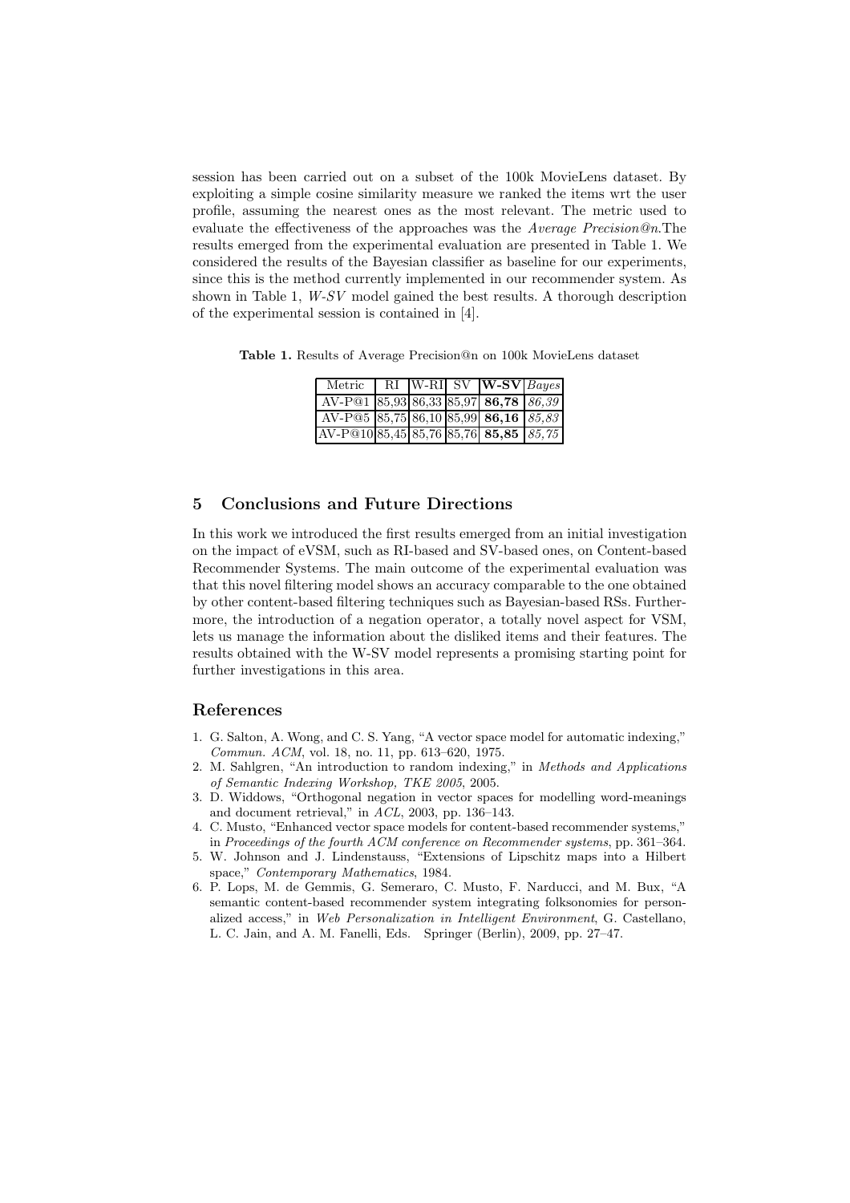session has been carried out on a subset of the 100k MovieLens dataset. By exploiting a simple cosine similarity measure we ranked the items wrt the user profile, assuming the nearest ones as the most relevant. The metric used to evaluate the effectiveness of the approaches was the *Average Precision@n*.The results emerged from the experimental evaluation are presented in Table 1. We considered the results of the Bayesian classifier as baseline for our experiments, since this is the method currently implemented in our recommender system. As shown in Table 1, *W-SV* model gained the best results. A thorough description of the experimental session is contained in [4].

**Table 1.** Results of Average Precision@n on 100k MovieLens dataset

| Metric | RI | W-RI | SV | **W-SV** | *Bayes* |
|---|---|---|---|---|---|
| AV-P@1 | 85,93 | 86,33 | 85,97 | **86,78** | *86,39* |
| AV-P@5 | 85,75 | 86,10 | 85,99 | **86,16** | *85,83* |
| AV-P@10 | 85,45 | 85,76 | 85,76 | **85,85** | *85,75* |

## 5 Conclusions and Future Directions

In this work we introduced the first results emerged from an initial investigation on the impact of eVSM, such as RI-based and SV-based ones, on Content-based Recommender Systems. The main outcome of the experimental evaluation was that this novel filtering model shows an accuracy comparable to the one obtained by other content-based filtering techniques such as Bayesian-based RSs. Furthermore, the introduction of a negation operator, a totally novel aspect for VSM, lets us manage the information about the disliked items and their features. The results obtained with the W-SV model represents a promising starting point for further investigations in this area.

## References

1. G. Salton, A. Wong, and C. S. Yang, "A vector space model for automatic indexing," *Commun. ACM*, vol. 18, no. 11, pp. 613–620, 1975.
2. M. Sahlgren, "An introduction to random indexing," in *Methods and Applications of Semantic Indexing Workshop, TKE 2005*, 2005.
3. D. Widdows, "Orthogonal negation in vector spaces for modelling word-meanings and document retrieval," in *ACL*, 2003, pp. 136–143.
4. C. Musto, "Enhanced vector space models for content-based recommender systems," in *Proceedings of the fourth ACM conference on Recommender systems*, pp. 361–364.
5. W. Johnson and J. Lindenstauss, "Extensions of Lipschitz maps into a Hilbert space," *Contemporary Mathematics*, 1984.
6. P. Lops, M. de Gemmis, G. Semeraro, C. Musto, F. Narducci, and M. Bux, "A semantic content-based recommender system integrating folksonomies for personalized access," in *Web Personalization in Intelligent Environment*, G. Castellano, L. C. Jain, and A. M. Fanelli, Eds. Springer (Berlin), 2009, pp. 27–47.